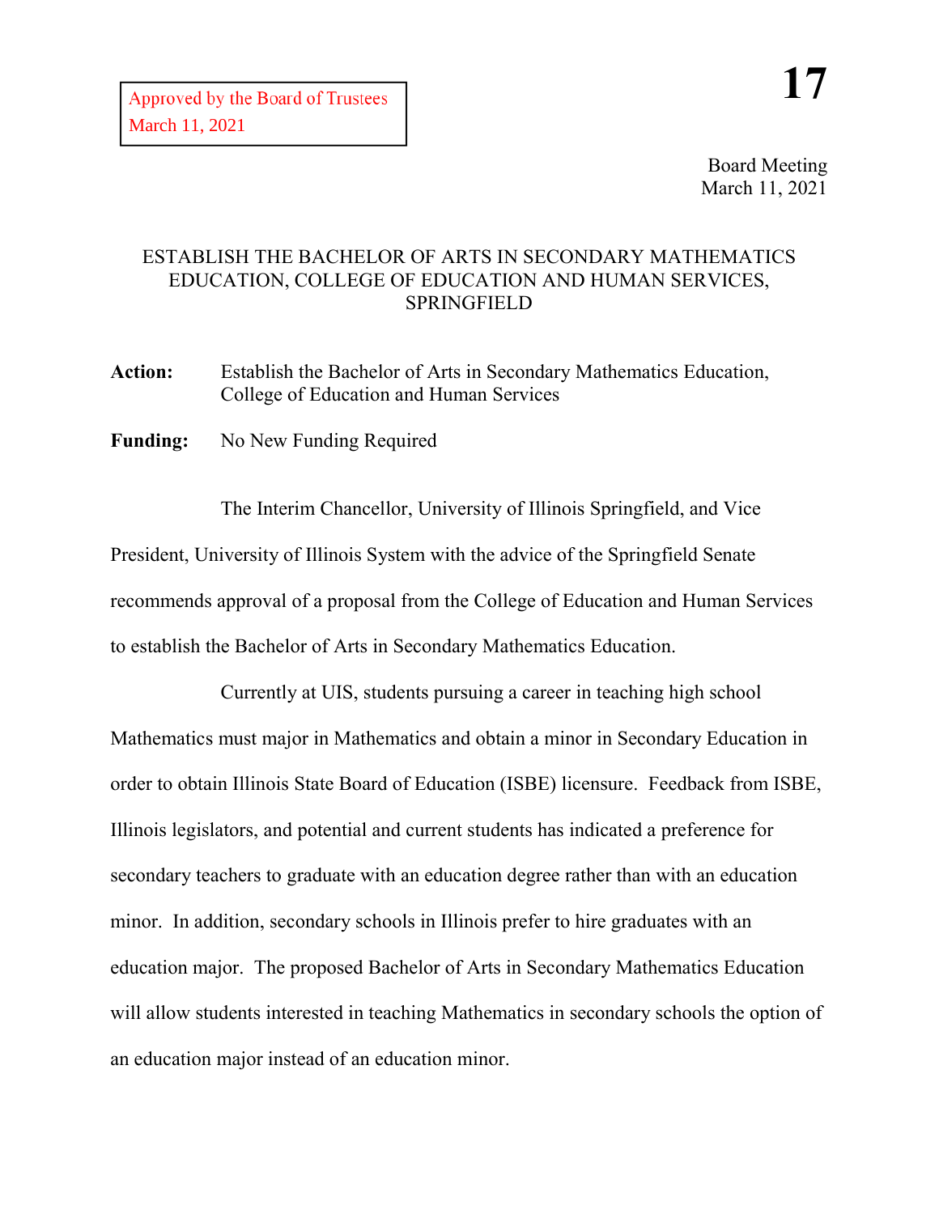Approved by the Board of Trustees
March 11, 2021

**17**

Board Meeting
March 11, 2021

# ESTABLISH THE BACHELOR OF ARTS IN SECONDARY MATHEMATICS EDUCATION, COLLEGE OF EDUCATION AND HUMAN SERVICES, SPRINGFIELD

**Action:** Establish the Bachelor of Arts in Secondary Mathematics Education, College of Education and Human Services

**Funding:** No New Funding Required

The Interim Chancellor, University of Illinois Springfield, and Vice President, University of Illinois System with the advice of the Springfield Senate recommends approval of a proposal from the College of Education and Human Services to establish the Bachelor of Arts in Secondary Mathematics Education.

Currently at UIS, students pursuing a career in teaching high school Mathematics must major in Mathematics and obtain a minor in Secondary Education in order to obtain Illinois State Board of Education (ISBE) licensure. Feedback from ISBE, Illinois legislators, and potential and current students has indicated a preference for secondary teachers to graduate with an education degree rather than with an education minor. In addition, secondary schools in Illinois prefer to hire graduates with an education major. The proposed Bachelor of Arts in Secondary Mathematics Education will allow students interested in teaching Mathematics in secondary schools the option of an education major instead of an education minor.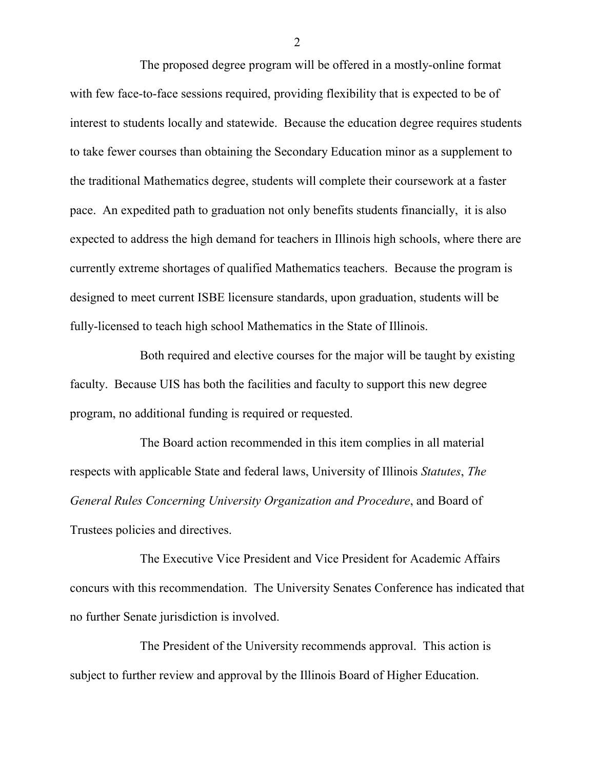The proposed degree program will be offered in a mostly-online format with few face-to-face sessions required, providing flexibility that is expected to be of interest to students locally and statewide. Because the education degree requires students to take fewer courses than obtaining the Secondary Education minor as a supplement to the traditional Mathematics degree, students will complete their coursework at a faster pace. An expedited path to graduation not only benefits students financially, it is also expected to address the high demand for teachers in Illinois high schools, where there are currently extreme shortages of qualified Mathematics teachers. Because the program is designed to meet current ISBE licensure standards, upon graduation, students will be fully-licensed to teach high school Mathematics in the State of Illinois.

Both required and elective courses for the major will be taught by existing faculty. Because UIS has both the facilities and faculty to support this new degree program, no additional funding is required or requested.

The Board action recommended in this item complies in all material respects with applicable State and federal laws, University of Illinois *Statutes*, *The General Rules Concerning University Organization and Procedure*, and Board of Trustees policies and directives.

The Executive Vice President and Vice President for Academic Affairs concurs with this recommendation. The University Senates Conference has indicated that no further Senate jurisdiction is involved.

The President of the University recommends approval. This action is subject to further review and approval by the Illinois Board of Higher Education.